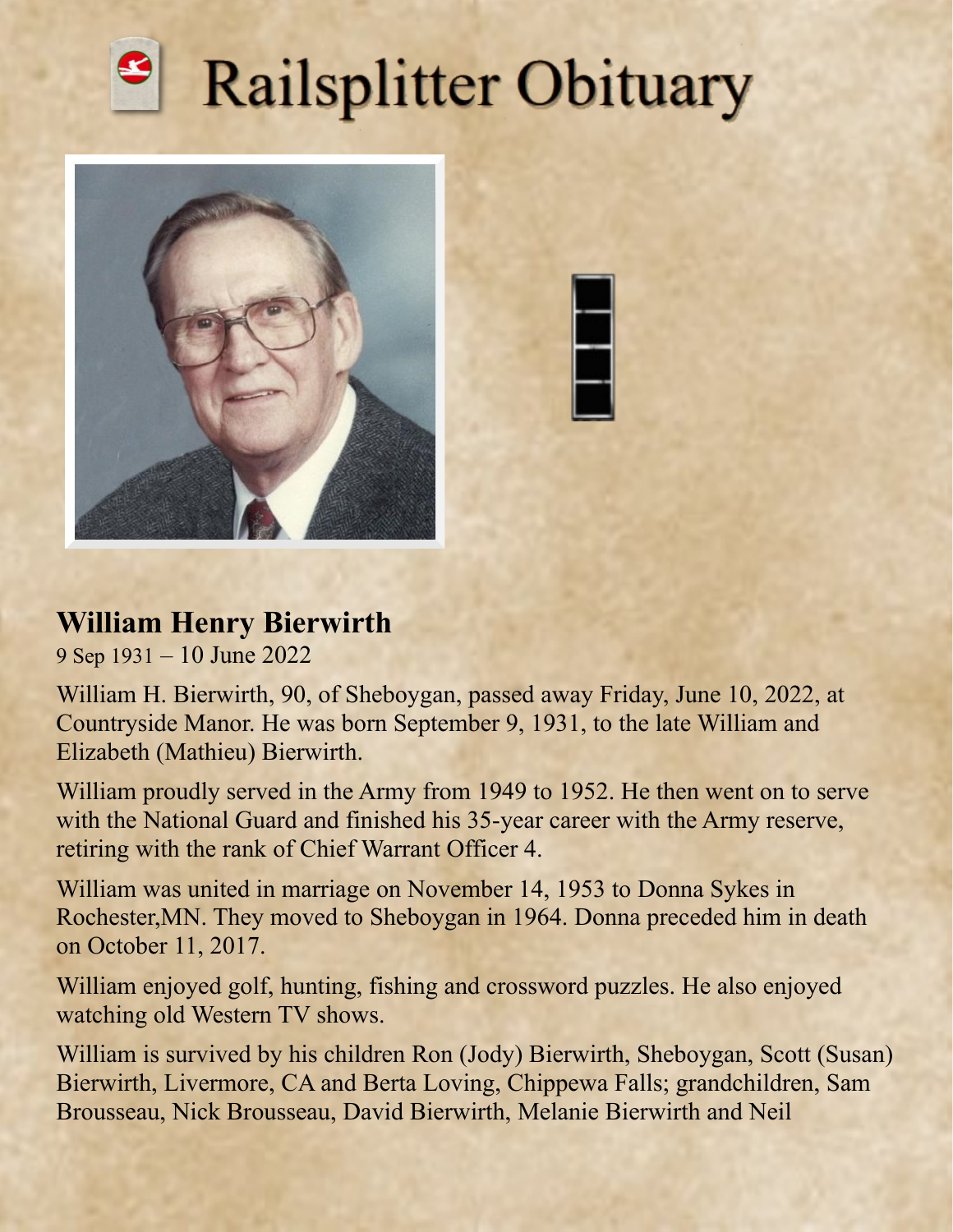# Railsplitter Obituary

## William Henry Bierwirth

9 Sep 1931 – 10 June 2022

William H. Bierwirth, 90, of Sheboygan, passed away Friday, June 10, 2022, at Countryside Manor. He was born September 9, 1931, to the late William and Elizabeth (Mathieu) Bierwirth.

William proudly served in the Army from 1949 to 1952. He then went on to serve with the National Guard and finished his 35-year career with the Army reserve, retiring with the rank of Chief Warrant Officer 4.

William was united in marriage on November 14, 1953 to Donna Sykes in Rochester,MN. They moved to Sheboygan in 1964. Donna preceded him in death on October 11, 2017.

William enjoyed golf, hunting, fishing and crossword puzzles. He also enjoyed watching old Western TV shows.

William is survived by his children Ron (Jody) Bierwirth, Sheboygan, Scott (Susan) Bierwirth, Livermore, CA and Berta Loving, Chippewa Falls; grandchildren, Sam Brousseau, Nick Brousseau, David Bierwirth, Melanie Bierwirth and Neil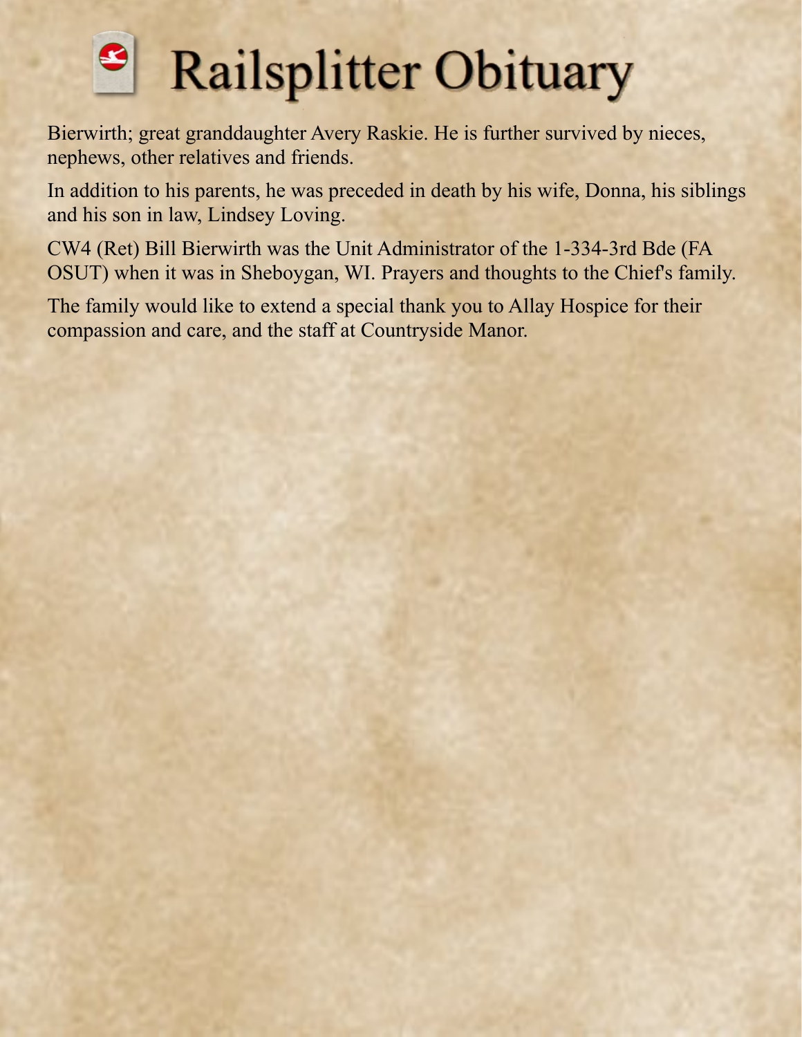# Railsplitter Obituary

Bierwirth; great granddaughter Avery Raskie. He is further survived by nieces, nephews, other relatives and friends.

In addition to his parents, he was preceded in death by his wife, Donna, his siblings and his son in law, Lindsey Loving.

CW4 (Ret) Bill Bierwirth was the Unit Administrator of the 1-334-3rd Bde (FA OSUT) when it was in Sheboygan, WI. Prayers and thoughts to the Chief's family.

The family would like to extend a special thank you to Allay Hospice for their compassion and care, and the staff at Countryside Manor.